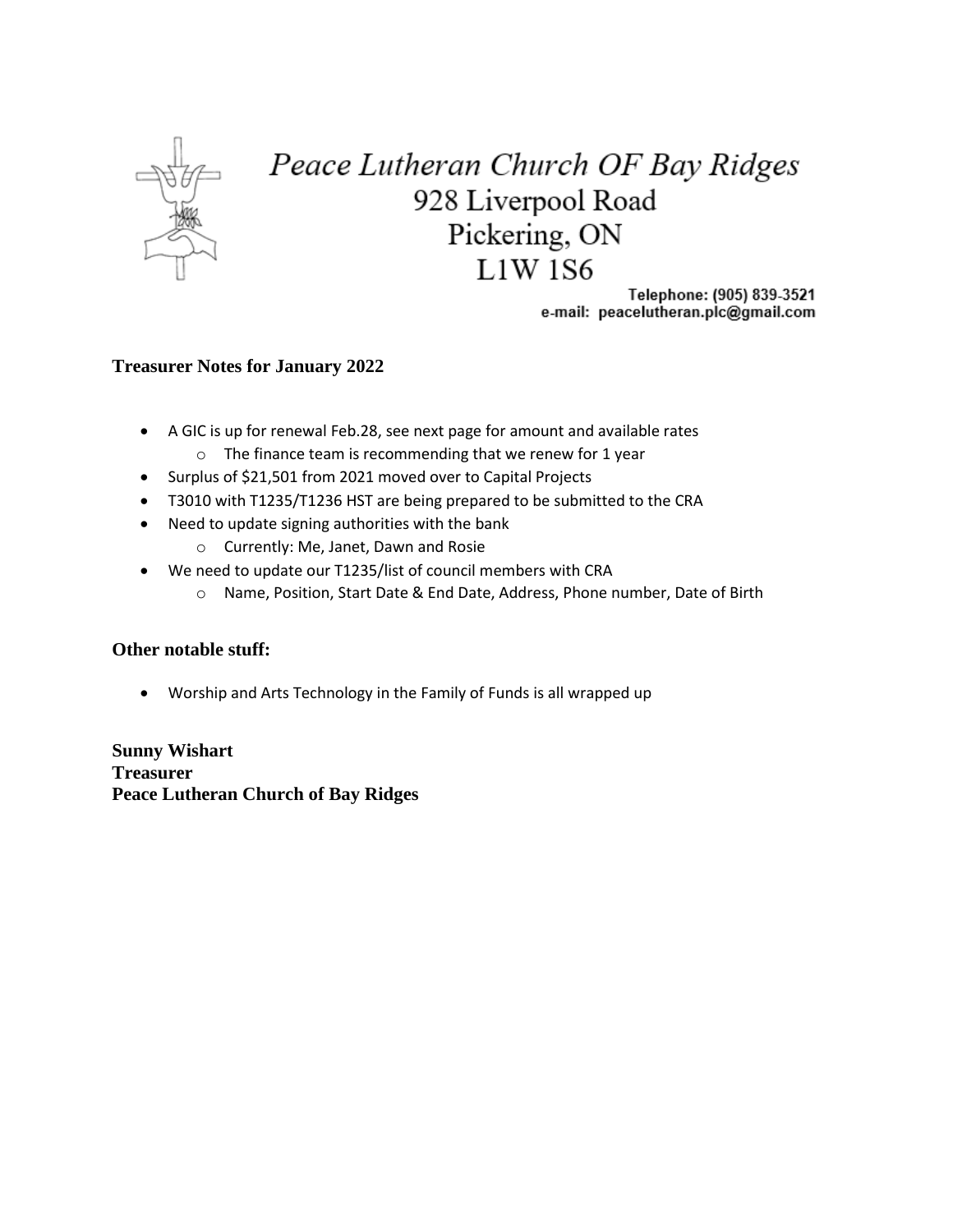*Peace Lutheran Church OF Bay Ridges*
928 Liverpool Road
Pickering, ON
L1W 1S6

Telephone: (905) 839-3521
e-mail: peacelutheran.plc@gmail.com

### Treasurer Notes for January 2022

- A GIC is up for renewal Feb.28, see next page for amount and available rates
  - The finance team is recommending that we renew for 1 year
- Surplus of $21,501 from 2021 moved over to Capital Projects
- T3010 with T1235/T1236 HST are being prepared to be submitted to the CRA
- Need to update signing authorities with the bank
  - Currently: Me, Janet, Dawn and Rosie
- We need to update our T1235/list of council members with CRA
  - Name, Position, Start Date & End Date, Address, Phone number, Date of Birth

### Other notable stuff:

- Worship and Arts Technology in the Family of Funds is all wrapped up

**Sunny Wishart**
**Treasurer**
**Peace Lutheran Church of Bay Ridges**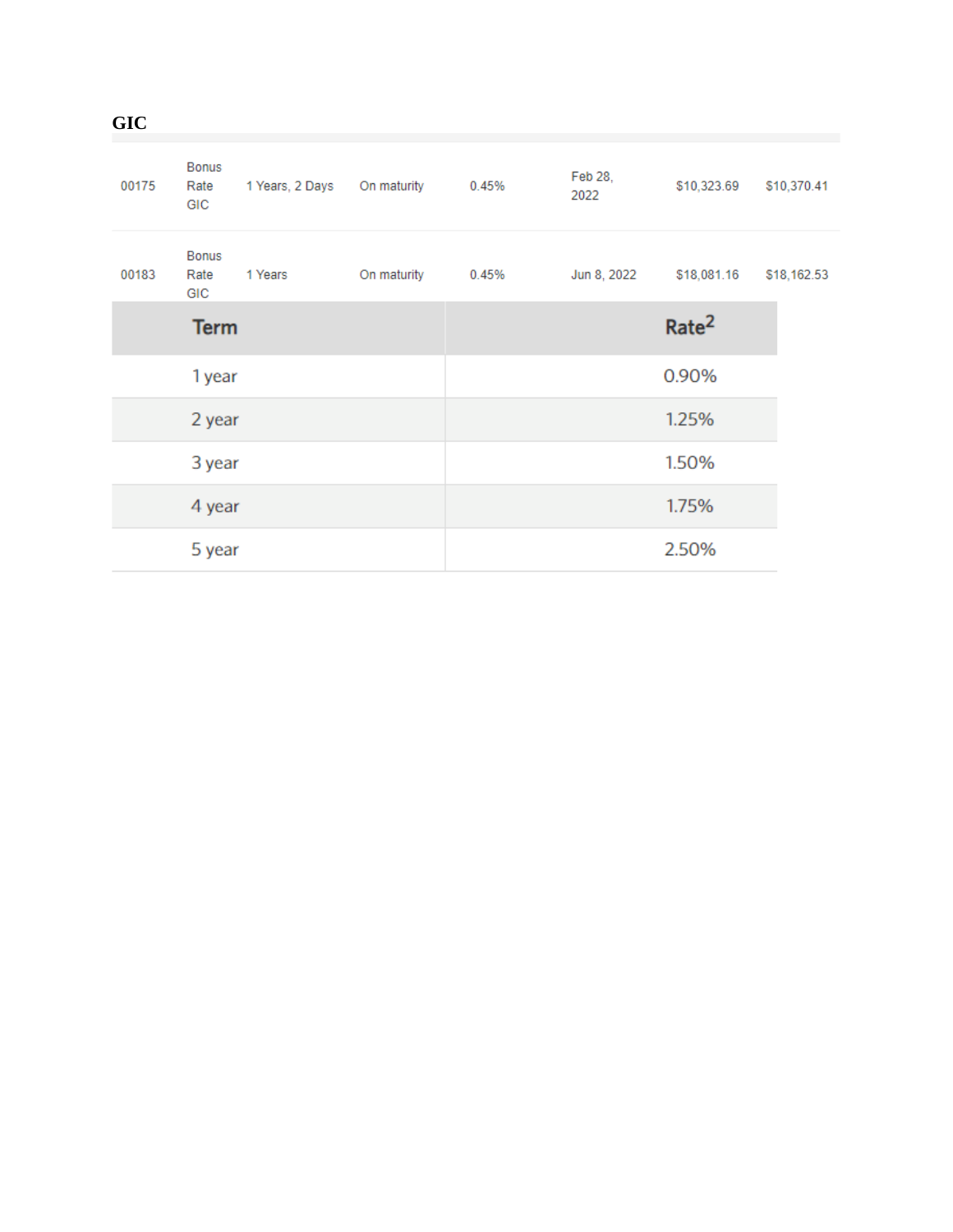**GIC**

| | | | | | | | |
|---|---|---|---|---|---|---|---|
| 00175 | Bonus Rate GIC | 1 Years, 2 Days | On maturity | 0.45% | Feb 28, 2022 | $10,323.69 | $10,370.41 |
| 00183 | Bonus Rate GIC | 1 Years | On maturity | 0.45% | Jun 8, 2022 | $18,081.16 | $18,162.53 |

| Term | Rate[2] |
|---|---|
| 1 year | 0.90% |
| 2 year | 1.25% |
| 3 year | 1.50% |
| 4 year | 1.75% |
| 5 year | 2.50% |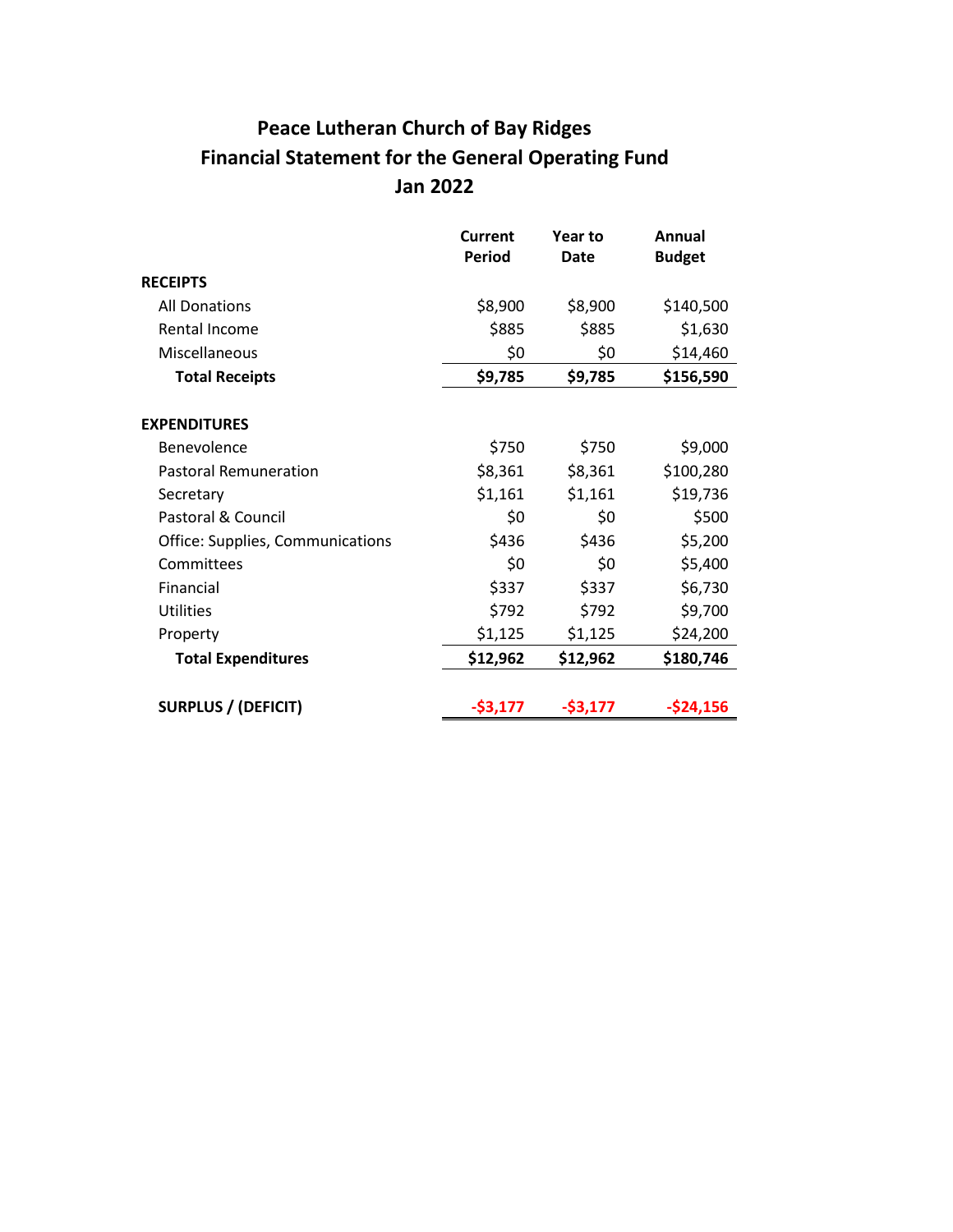# Peace Lutheran Church of Bay Ridges
## Financial Statement for the General Operating Fund
## Jan 2022

| | Current Period | Year to Date | Annual Budget |
|---|---|---|---|
| **RECEIPTS** | | | |
| All Donations | $8,900 | $8,900 | $140,500 |
| Rental Income | $885 | $885 | $1,630 |
| Miscellaneous | $0 | $0 | $14,460 |
| **Total Receipts** | **$9,785** | **$9,785** | **$156,590** |
| | | | |
| **EXPENDITURES** | | | |
| Benevolence | $750 | $750 | $9,000 |
| Pastoral Remuneration | $8,361 | $8,361 | $100,280 |
| Secretary | $1,161 | $1,161 | $19,736 |
| Pastoral & Council | $0 | $0 | $500 |
| Office: Supplies, Communications | $436 | $436 | $5,200 |
| Committees | $0 | $0 | $5,400 |
| Financial | $337 | $337 | $6,730 |
| Utilities | $792 | $792 | $9,700 |
| Property | $1,125 | $1,125 | $24,200 |
| **Total Expenditures** | **$12,962** | **$12,962** | **$180,746** |
| | | | |
| **SURPLUS / (DEFICIT)** | **-$3,177** | **-$3,177** | **-$24,156** |